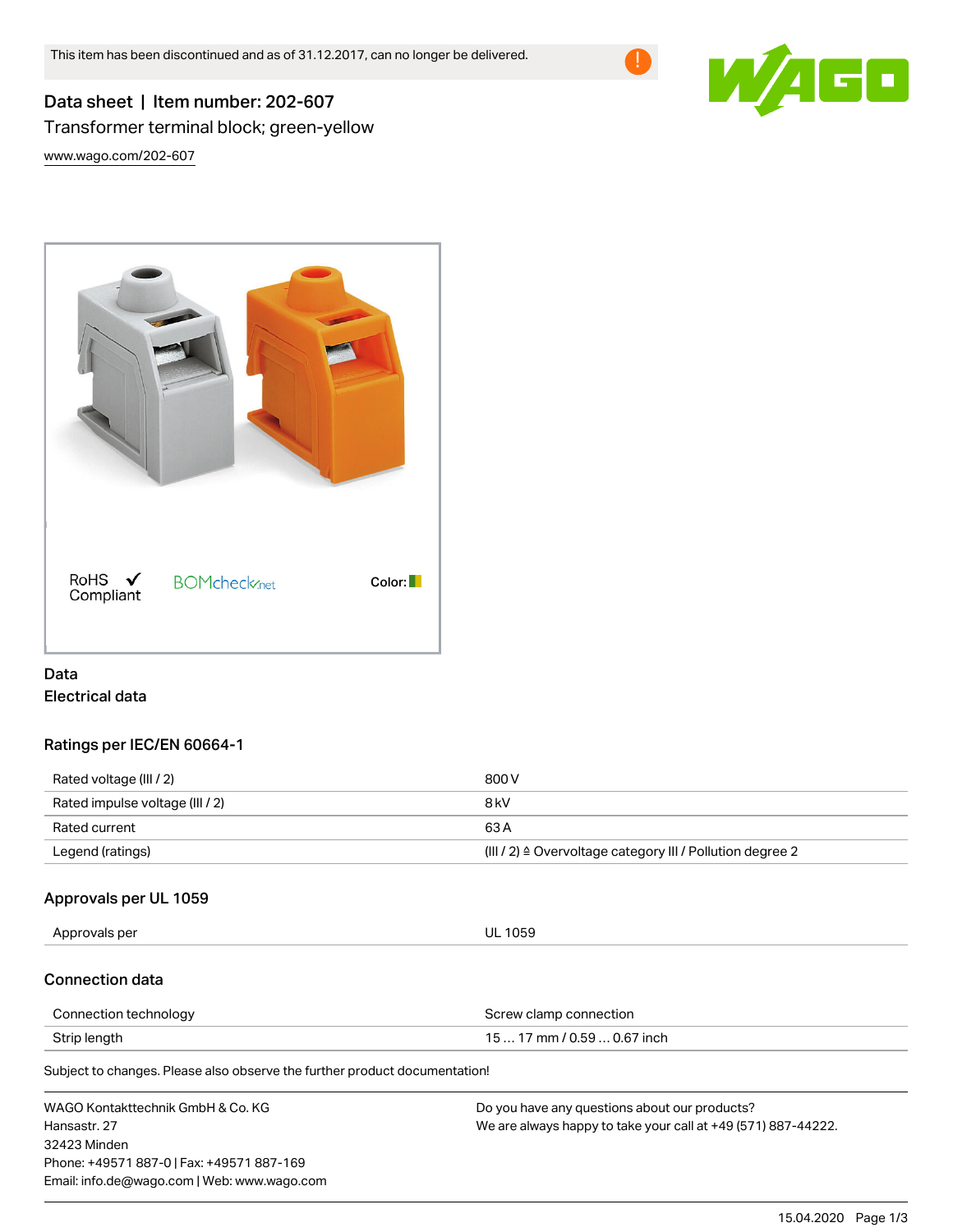This item has been discontinued and as of 31.12.2017, can no longer be delivered.

# Data sheet | Item number: 202-607

Transformer terminal block; green-yellow

www.wago.com/202-607

RoHS Compliant

Color:

## Data

### Electrical data

#### Ratings per IEC/EN 60664-1

| | |
|---|---|
| Rated voltage (III / 2) | 800 V |
| Rated impulse voltage (III / 2) | 8 kV |
| Rated current | 63 A |
| Legend (ratings) | (III / 2) ≙ Overvoltage category III / Pollution degree 2 |

#### Approvals per UL 1059

| | |
|---|---|
| Approvals per | UL 1059 |

#### Connection data

| | |
|---|---|
| Connection technology | Screw clamp connection |
| Strip length | 15 … 17 mm / 0.59 … 0.67 inch |

Subject to changes. Please also observe the further product documentation!

WAGO Kontakttechnik GmbH & Co. KG
Hansastr. 27
32423 Minden
Phone: +49571 887-0 | Fax: +49571 887-169
Email: info.de@wago.com | Web: www.wago.com

Do you have any questions about our products?
We are always happy to take your call at +49 (571) 887-44222.

15.04.2020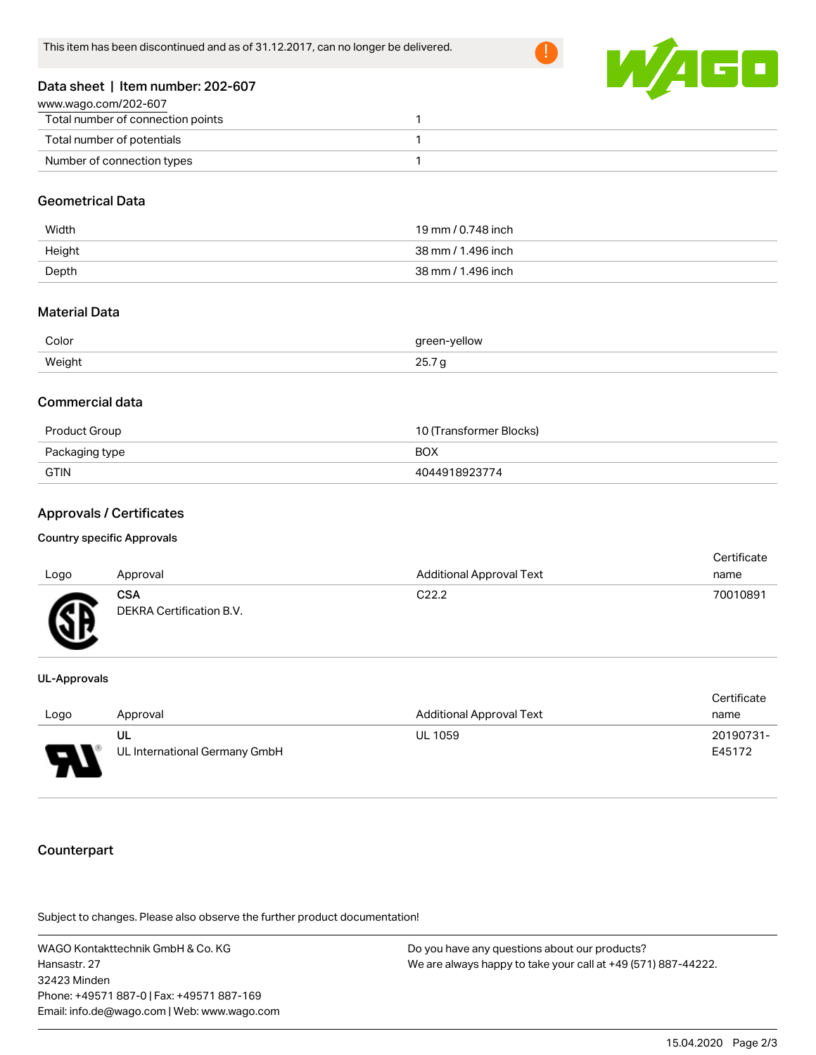This item has been discontinued and as of 31.12.2017, can no longer be delivered.

## Data sheet | Item number: 202-607

www.wago.com/202-607

| | |
|---|---|
| Total number of connection points | 1 |
| Total number of potentials | 1 |
| Number of connection types | 1 |

### Geometrical Data

| | |
|---|---|
| Width | 19 mm / 0.748 inch |
| Height | 38 mm / 1.496 inch |
| Depth | 38 mm / 1.496 inch |

### Material Data

| | |
|---|---|
| Color | green-yellow |
| Weight | 25.7 g |

### Commercial data

| | |
|---|---|
| Product Group | 10 (Transformer Blocks) |
| Packaging type | BOX |
| GTIN | 4044918923774 |

### Approvals / Certificates

#### Country specific Approvals

| Logo | Approval | Additional Approval Text | Certificate name |
|---|---|---|---|
| | **CSA** DEKRA Certification B.V. | C22.2 | 70010891 |

#### UL-Approvals

| Logo | Approval | Additional Approval Text | Certificate name |
|---|---|---|---|
| | **UL** UL International Germany GmbH | UL 1059 | 20190731-E45172 |

### Counterpart

Subject to changes. Please also observe the further product documentation!

WAGO Kontakttechnik GmbH & Co. KG
Hansastr. 27
32423 Minden
Phone: +49571 887-0 | Fax: +49571 887-169
Email: info.de@wago.com | Web: www.wago.com

Do you have any questions about our products?
We are always happy to take your call at +49 (571) 887-44222.

15.04.2020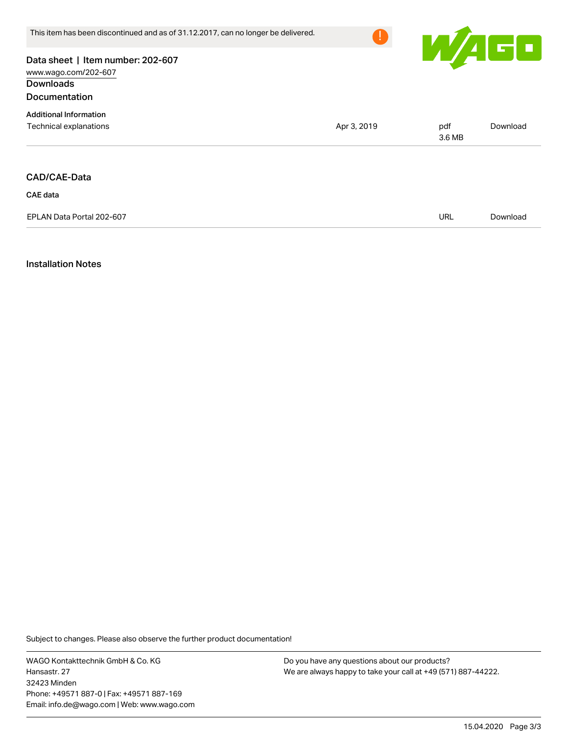This item has been discontinued and as of 31.12.2017, can no longer be delivered.

Data sheet | Item number: 202-607

www.wago.com/202-607

## Downloads

### Documentation

**Additional Information**

| | | | |
|---|---|---|---|
| Technical explanations | Apr 3, 2019 | pdf 3.6 MB | Download |

### CAD/CAE-Data

**CAE data**

| | | |
|---|---|---|
| EPLAN Data Portal 202-607 | URL | Download |

## Installation Notes

Subject to changes. Please also observe the further product documentation!

WAGO Kontakttechnik GmbH & Co. KG
Hansastr. 27
32423 Minden
Phone: +49571 887-0 | Fax: +49571 887-169
Email: info.de@wago.com | Web: www.wago.com

Do you have any questions about our products?
We are always happy to take your call at +49 (571) 887-44222.

15.04.2020